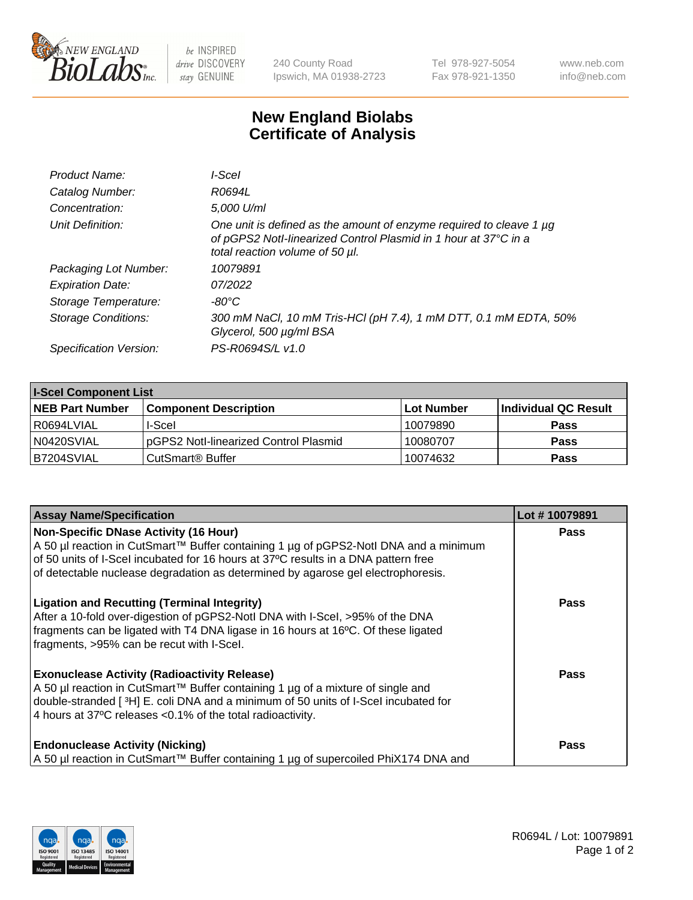# New England Biolabs Certificate of Analysis

| | |
|---|---|
| *Product Name:* | *I-SceI* |
| *Catalog Number:* | *R0694L* |
| *Concentration:* | *5,000 U/ml* |
| *Unit Definition:* | *One unit is defined as the amount of enzyme required to cleave 1 µg of pGPS2 NotI-linearized Control Plasmid in 1 hour at 37°C in a total reaction volume of 50 µl.* |
| *Packaging Lot Number:* | *10079891* |
| *Expiration Date:* | *07/2022* |
| *Storage Temperature:* | *-80°C* |
| *Storage Conditions:* | *300 mM NaCl, 10 mM Tris-HCl (pH 7.4), 1 mM DTT, 0.1 mM EDTA, 50% Glycerol, 500 µg/ml BSA* |
| *Specification Version:* | *PS-R0694S/L v1.0* |

**I-SceI Component List**

| NEB Part Number | Component Description | Lot Number | Individual QC Result |
|---|---|---|---|
| R0694LVIAL | I-SceI | 10079890 | **Pass** |
| N0420SVIAL | pGPS2 NotI-linearized Control Plasmid | 10080707 | **Pass** |
| B7204SVIAL | CutSmart® Buffer | 10074632 | **Pass** |

| Assay Name/Specification | Lot # 10079891 |
|---|---|
| **Non-Specific DNase Activity (16 Hour)**<br>A 50 µl reaction in CutSmart™ Buffer containing 1 µg of pGPS2-NotI DNA and a minimum of 50 units of I-SceI incubated for 16 hours at 37ºC results in a DNA pattern free of detectable nuclease degradation as determined by agarose gel electrophoresis. | **Pass** |
| **Ligation and Recutting (Terminal Integrity)**<br>After a 10-fold over-digestion of pGPS2-NotI DNA with I-SceI, >95% of the DNA fragments can be ligated with T4 DNA ligase in 16 hours at 16ºC. Of these ligated fragments, >95% can be recut with I-SceI. | **Pass** |
| **Exonuclease Activity (Radioactivity Release)**<br>A 50 µl reaction in CutSmart™ Buffer containing 1 µg of a mixture of single and double-stranded [ $^3$H] E. coli DNA and a minimum of 50 units of I-SceI incubated for 4 hours at 37ºC releases <0.1% of the total radioactivity. | **Pass** |
| **Endonuclease Activity (Nicking)**<br>A 50 µl reaction in CutSmart™ Buffer containing 1 µg of supercoiled PhiX174 DNA and | **Pass** |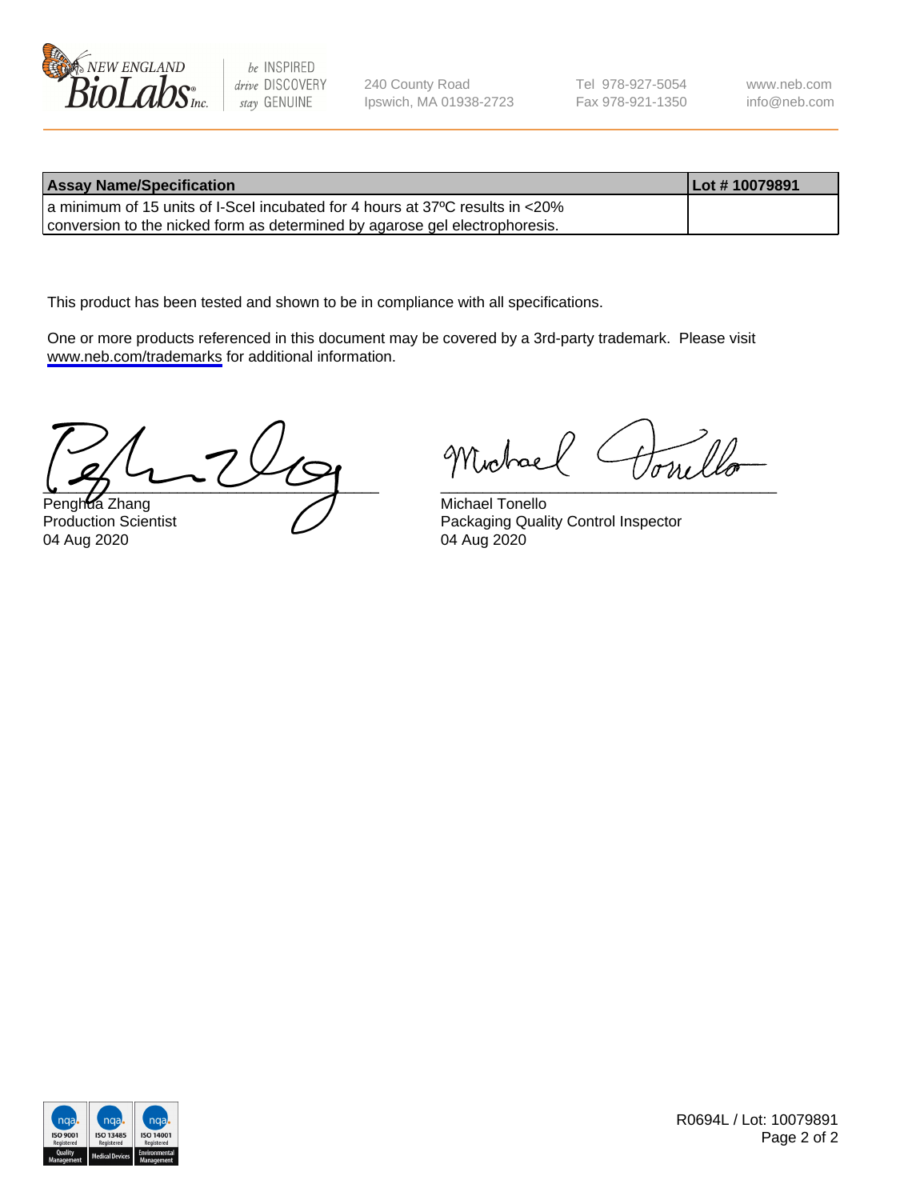| Assay Name/Specification | Lot # 10079891 |
|---|---|
| a minimum of 15 units of I-SceI incubated for 4 hours at 37ºC results in <20% conversion to the nicked form as determined by agarose gel electrophoresis. | |

This product has been tested and shown to be in compliance with all specifications.

One or more products referenced in this document may be covered by a 3rd-party trademark. Please visit www.neb.com/trademarks for additional information.

Penghua Zhang
Production Scientist
04 Aug 2020

Michael Tonello
Packaging Quality Control Inspector
04 Aug 2020

R0694L / Lot: 10079891